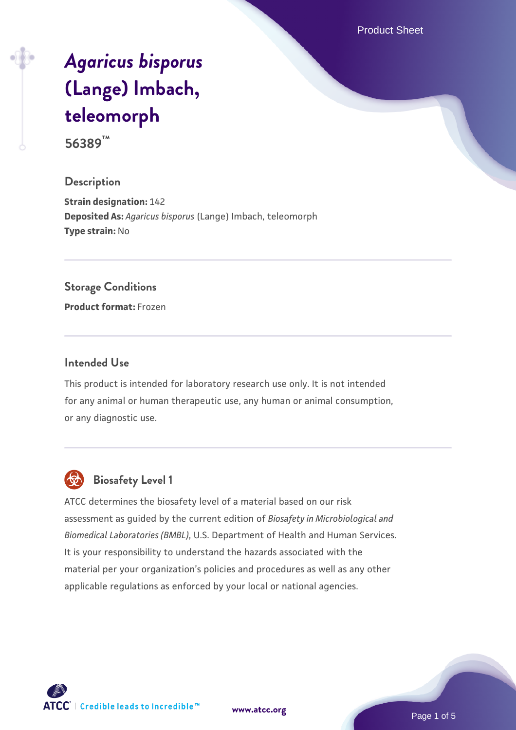# *Agaricus bisporus* (Lange) Imbach, teleomorph

**56389™**

## Description

**Strain designation:** 142
**Deposited As:** *Agaricus bisporus* (Lange) Imbach, teleomorph
**Type strain:** No

## Storage Conditions

**Product format:** Frozen

## Intended Use

This product is intended for laboratory research use only. It is not intended for any animal or human therapeutic use, any human or animal consumption, or any diagnostic use.

## Biosafety Level 1

ATCC determines the biosafety level of a material based on our risk assessment as guided by the current edition of *Biosafety in Microbiological and Biomedical Laboratories (BMBL)*, U.S. Department of Health and Human Services. It is your responsibility to understand the hazards associated with the material per your organization's policies and procedures as well as any other applicable regulations as enforced by your local or national agencies.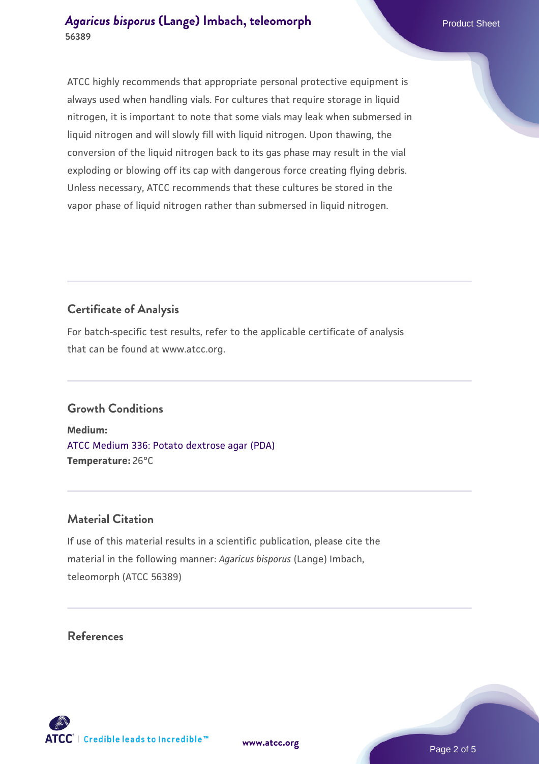ATCC highly recommends that appropriate personal protective equipment is always used when handling vials. For cultures that require storage in liquid nitrogen, it is important to note that some vials may leak when submersed in liquid nitrogen and will slowly fill with liquid nitrogen. Upon thawing, the conversion of the liquid nitrogen back to its gas phase may result in the vial exploding or blowing off its cap with dangerous force creating flying debris. Unless necessary, ATCC recommends that these cultures be stored in the vapor phase of liquid nitrogen rather than submersed in liquid nitrogen.

## Certificate of Analysis

For batch-specific test results, refer to the applicable certificate of analysis that can be found at www.atcc.org.

## Growth Conditions

**Medium:**
ATCC Medium 336: Potato dextrose agar (PDA)
**Temperature:** 26°C

## Material Citation

If use of this material results in a scientific publication, please cite the material in the following manner: *Agaricus bisporus* (Lange) Imbach, teleomorph (ATCC 56389)

## References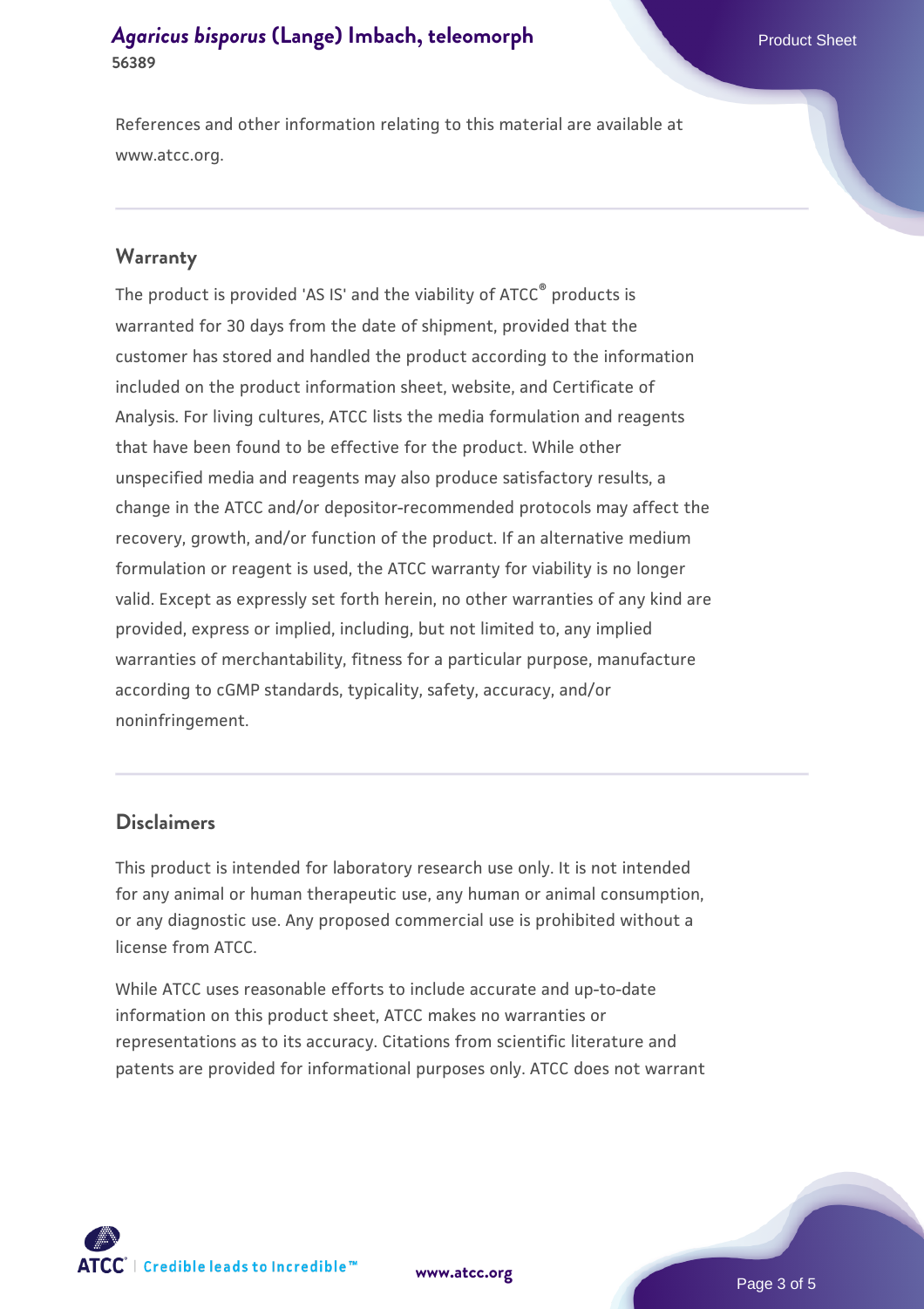References and other information relating to this material are available at www.atcc.org.

## Warranty

The product is provided 'AS IS' and the viability of ATCC® products is warranted for 30 days from the date of shipment, provided that the customer has stored and handled the product according to the information included on the product information sheet, website, and Certificate of Analysis. For living cultures, ATCC lists the media formulation and reagents that have been found to be effective for the product. While other unspecified media and reagents may also produce satisfactory results, a change in the ATCC and/or depositor-recommended protocols may affect the recovery, growth, and/or function of the product. If an alternative medium formulation or reagent is used, the ATCC warranty for viability is no longer valid. Except as expressly set forth herein, no other warranties of any kind are provided, express or implied, including, but not limited to, any implied warranties of merchantability, fitness for a particular purpose, manufacture according to cGMP standards, typicality, safety, accuracy, and/or noninfringement.

## Disclaimers

This product is intended for laboratory research use only. It is not intended for any animal or human therapeutic use, any human or animal consumption, or any diagnostic use. Any proposed commercial use is prohibited without a license from ATCC.

While ATCC uses reasonable efforts to include accurate and up-to-date information on this product sheet, ATCC makes no warranties or representations as to its accuracy. Citations from scientific literature and patents are provided for informational purposes only. ATCC does not warrant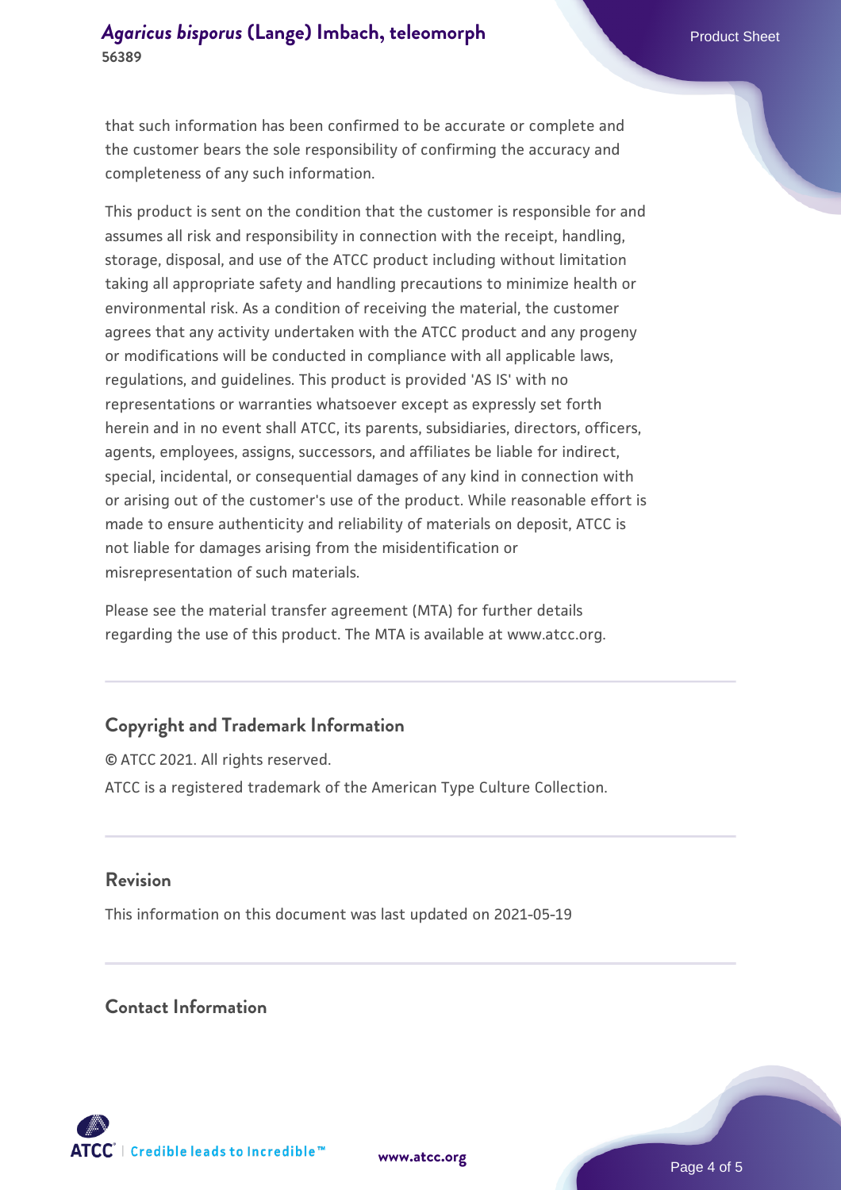that such information has been confirmed to be accurate or complete and the customer bears the sole responsibility of confirming the accuracy and completeness of any such information.

This product is sent on the condition that the customer is responsible for and assumes all risk and responsibility in connection with the receipt, handling, storage, disposal, and use of the ATCC product including without limitation taking all appropriate safety and handling precautions to minimize health or environmental risk. As a condition of receiving the material, the customer agrees that any activity undertaken with the ATCC product and any progeny or modifications will be conducted in compliance with all applicable laws, regulations, and guidelines. This product is provided 'AS IS' with no representations or warranties whatsoever except as expressly set forth herein and in no event shall ATCC, its parents, subsidiaries, directors, officers, agents, employees, assigns, successors, and affiliates be liable for indirect, special, incidental, or consequential damages of any kind in connection with or arising out of the customer's use of the product. While reasonable effort is made to ensure authenticity and reliability of materials on deposit, ATCC is not liable for damages arising from the misidentification or misrepresentation of such materials.

Please see the material transfer agreement (MTA) for further details regarding the use of this product. The MTA is available at www.atcc.org.

## Copyright and Trademark Information

© ATCC 2021. All rights reserved.

ATCC is a registered trademark of the American Type Culture Collection.

## Revision

This information on this document was last updated on 2021-05-19

## Contact Information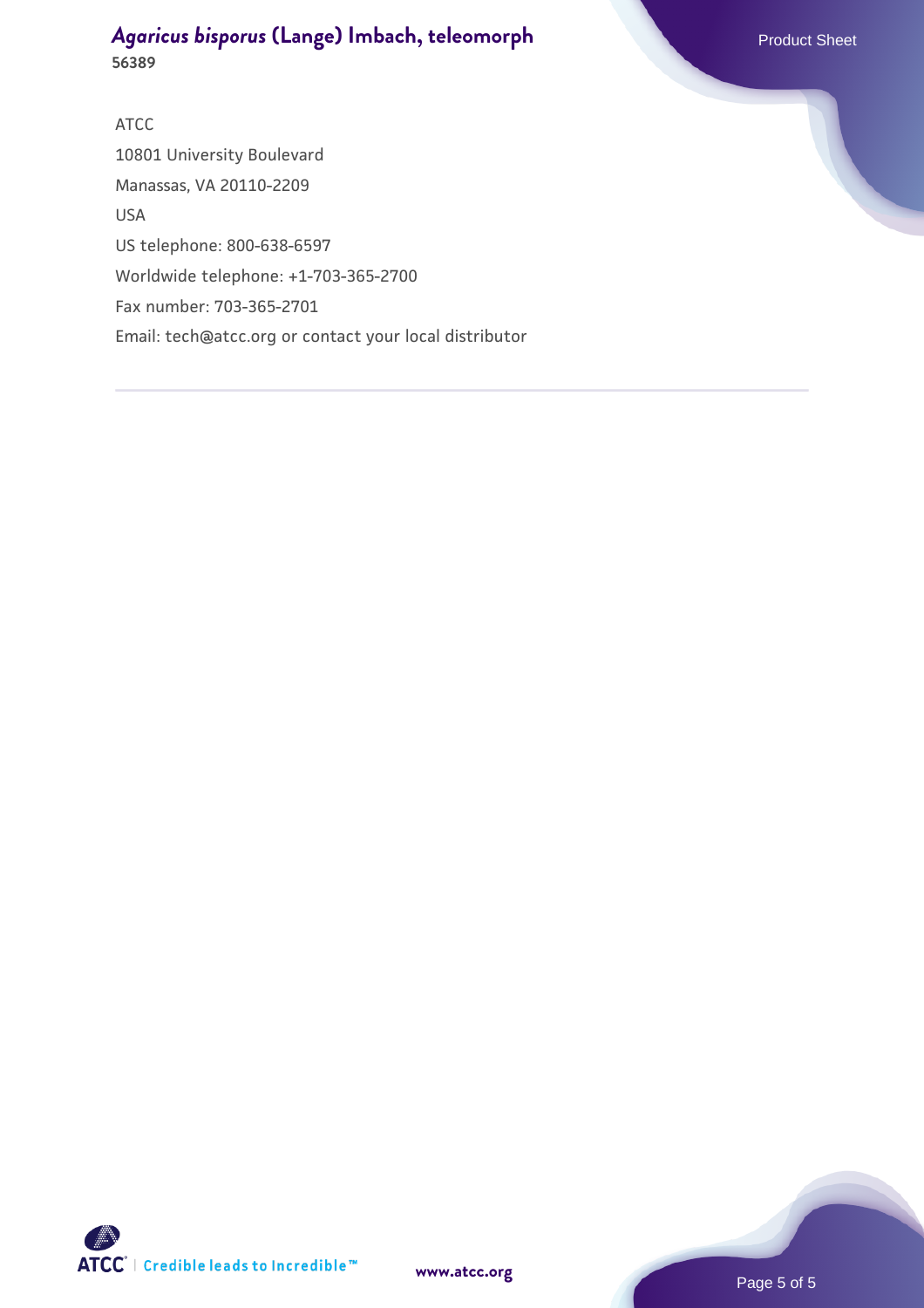ATCC

10801 University Boulevard

Manassas, VA 20110-2209

USA

US telephone: 800-638-6597

Worldwide telephone: +1-703-365-2700

Fax number: 703-365-2701

Email: tech@atcc.org or contact your local distributor